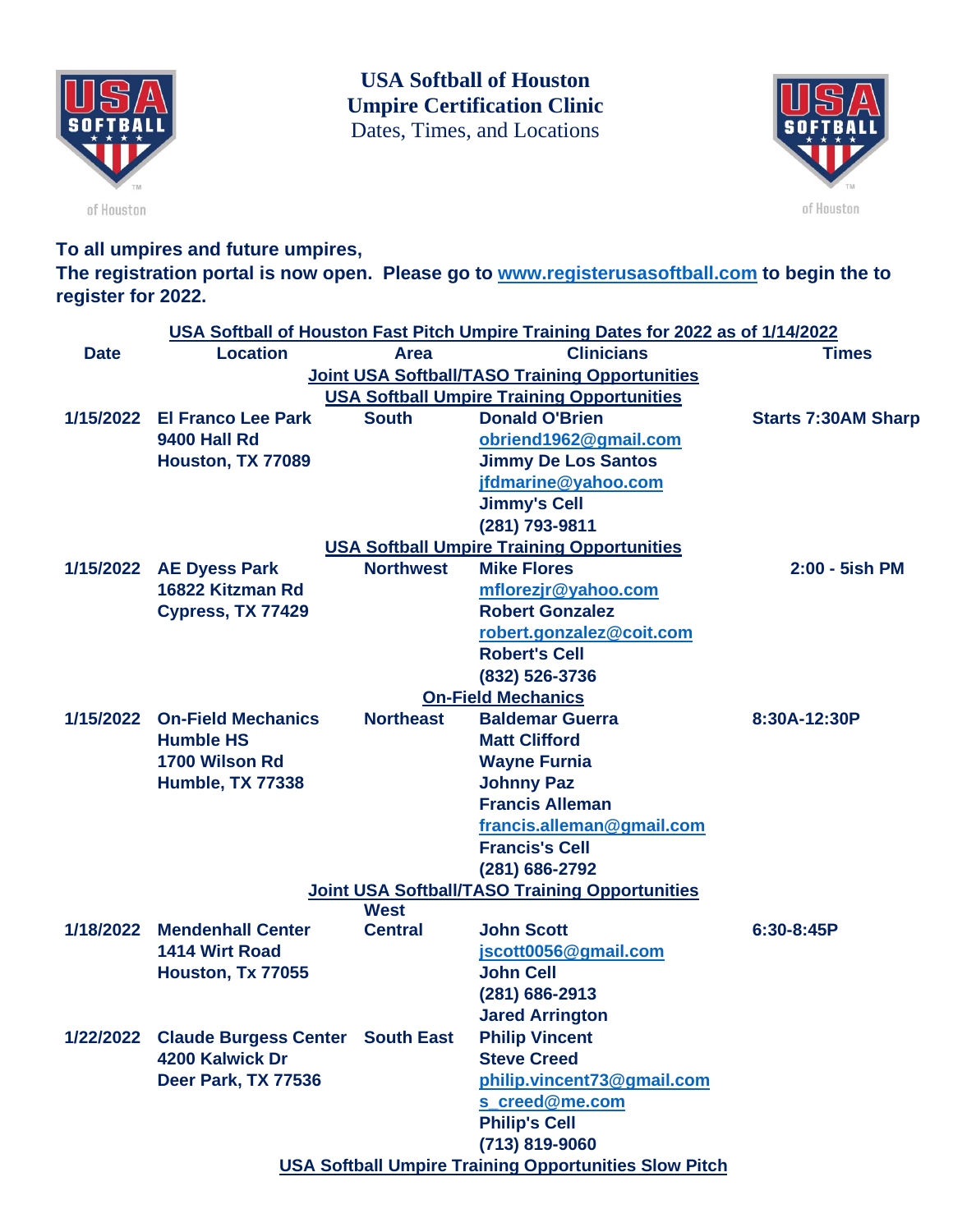# USA Softball of Houston
## Umpire Certification Clinic
Dates, Times, and Locations

**To all umpires and future umpires,**
**The registration portal is now open. Please go to www.registerusasoftball.com to begin the to register for 2022.**

**USA Softball of Houston Fast Pitch Umpire Training Dates for 2022 as of 1/14/2022**

| Date | Location | Area | Clinicians | Times |
|---|---|---|---|---|
| | | **Joint USA Softball/TASO Training Opportunities** | | |
| | | **USA Softball Umpire Training Opportunities** | | |
| 1/15/2022 | El Franco Lee Park<br>9400 Hall Rd<br>Houston, TX 77089 | South | Donald O'Brien<br>obriend1962@gmail.com<br>Jimmy De Los Santos<br>jfdmarine@yahoo.com<br>Jimmy's Cell<br>(281) 793-9811 | Starts 7:30AM Sharp |
| | | **USA Softball Umpire Training Opportunities** | | |
| 1/15/2022 | AE Dyess Park<br>16822 Kitzman Rd<br>Cypress, TX 77429 | Northwest | Mike Flores<br>mflorezjr@yahoo.com<br>Robert Gonzalez<br>robert.gonzalez@coit.com<br>Robert's Cell<br>(832) 526-3736 | 2:00 - 5ish PM |
| | | **On-Field Mechanics** | | |
| 1/15/2022 | On-Field Mechanics<br>Humble HS<br>1700 Wilson Rd<br>Humble, TX 77338 | Northeast | Baldemar Guerra<br>Matt Clifford<br>Wayne Furnia<br>Johnny Paz<br>Francis Alleman<br>francis.alleman@gmail.com<br>Francis's Cell<br>(281) 686-2792 | 8:30A-12:30P |
| | | **Joint USA Softball/TASO Training Opportunities** | | |
| 1/18/2022 | Mendenhall Center<br>1414 Wirt Road<br>Houston, Tx 77055 | West Central | John Scott<br>jscott0056@gmail.com<br>John Cell<br>(281) 686-2913<br>Jared Arrington | 6:30-8:45P |
| 1/22/2022 | Claude Burgess Center<br>4200 Kalwick Dr<br>Deer Park, TX 77536 | South East | Philip Vincent<br>Steve Creed<br>philip.vincent73@gmail.com<br>s_creed@me.com<br>Philip's Cell<br>(713) 819-9060 | |
| | | **USA Softball Umpire Training Opportunities Slow Pitch** | | |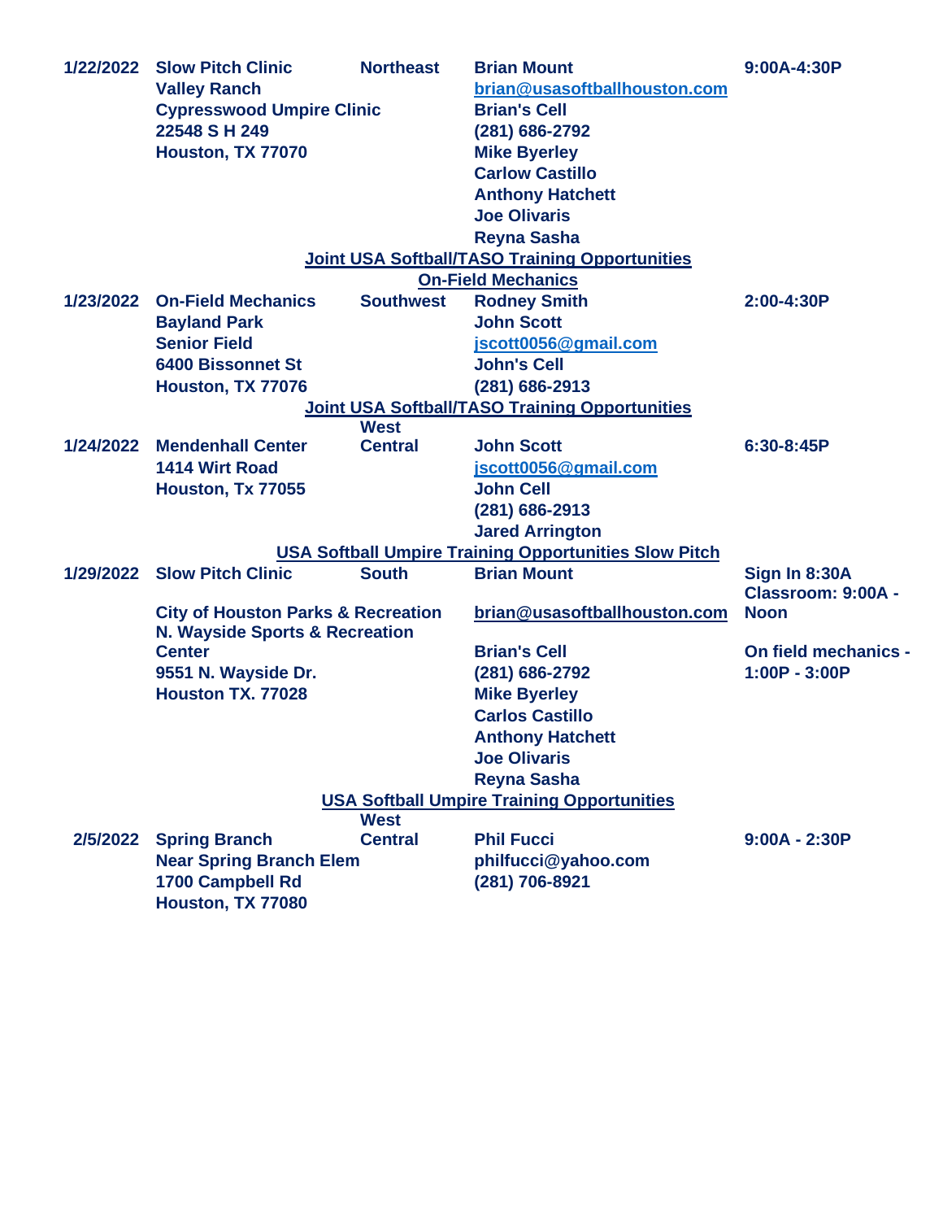| | | | | |
|---|---|---|---|---|
| **1/22/2022** | **Slow Pitch Clinic**<br>**Valley Ranch**<br>**Cypresswood Umpire Clinic**<br>**22548 S H 249**<br>**Houston, TX 77070** | **Northeast** | **Brian Mount**<br>**brian@usasoftballhouston.com**<br>**Brian's Cell**<br>**(281) 686-2792**<br>**Mike Byerley**<br>**Carlow Castillo**<br>**Anthony Hatchett**<br>**Joe Olivaris**<br>**Reyna Sasha** | **9:00A-4:30P** |

**Joint USA Softball/TASO Training Opportunities**

**On-Field Mechanics**

| | | | | |
|---|---|---|---|---|
| **1/23/2022** | **On-Field Mechanics**<br>**Bayland Park**<br>**Senior Field**<br>**6400 Bissonnet St**<br>**Houston, TX 77076** | **Southwest** | **Rodney Smith**<br>**John Scott**<br>**jscott0056@gmail.com**<br>**John's Cell**<br>**(281) 686-2913** | **2:00-4:30P** |

**Joint USA Softball/TASO Training Opportunities**

| | | | | |
|---|---|---|---|---|
| **1/24/2022** | **Mendenhall Center**<br>**1414 Wirt Road**<br>**Houston, Tx 77055** | **West Central** | **John Scott**<br>**jscott0056@gmail.com**<br>**John Cell**<br>**(281) 686-2913**<br>**Jared Arrington** | **6:30-8:45P** |

**USA Softball Umpire Training Opportunities Slow Pitch**

| | | | | |
|---|---|---|---|---|
| **1/29/2022** | **Slow Pitch Clinic**<br>**City of Houston Parks & Recreation**<br>**N. Wayside Sports & Recreation Center**<br>**9551 N. Wayside Dr.**<br>**Houston TX. 77028** | **South** | **Brian Mount**<br>**brian@usasoftballhouston.com**<br>**Brian's Cell**<br>**(281) 686-2792**<br>**Mike Byerley**<br>**Carlos Castillo**<br>**Anthony Hatchett**<br>**Joe Olivaris**<br>**Reyna Sasha** | **Sign In 8:30A**<br>**Classroom: 9:00A - Noon**<br>**On field mechanics - 1:00P - 3:00P** |

**USA Softball Umpire Training Opportunities**

| | | | | |
|---|---|---|---|---|
| **2/5/2022** | **Spring Branch**<br>**Near Spring Branch Elem**<br>**1700 Campbell Rd**<br>**Houston, TX 77080** | **West Central** | **Phil Fucci**<br>**philfucci@yahoo.com**<br>**(281) 706-8921** | **9:00A - 2:30P** |